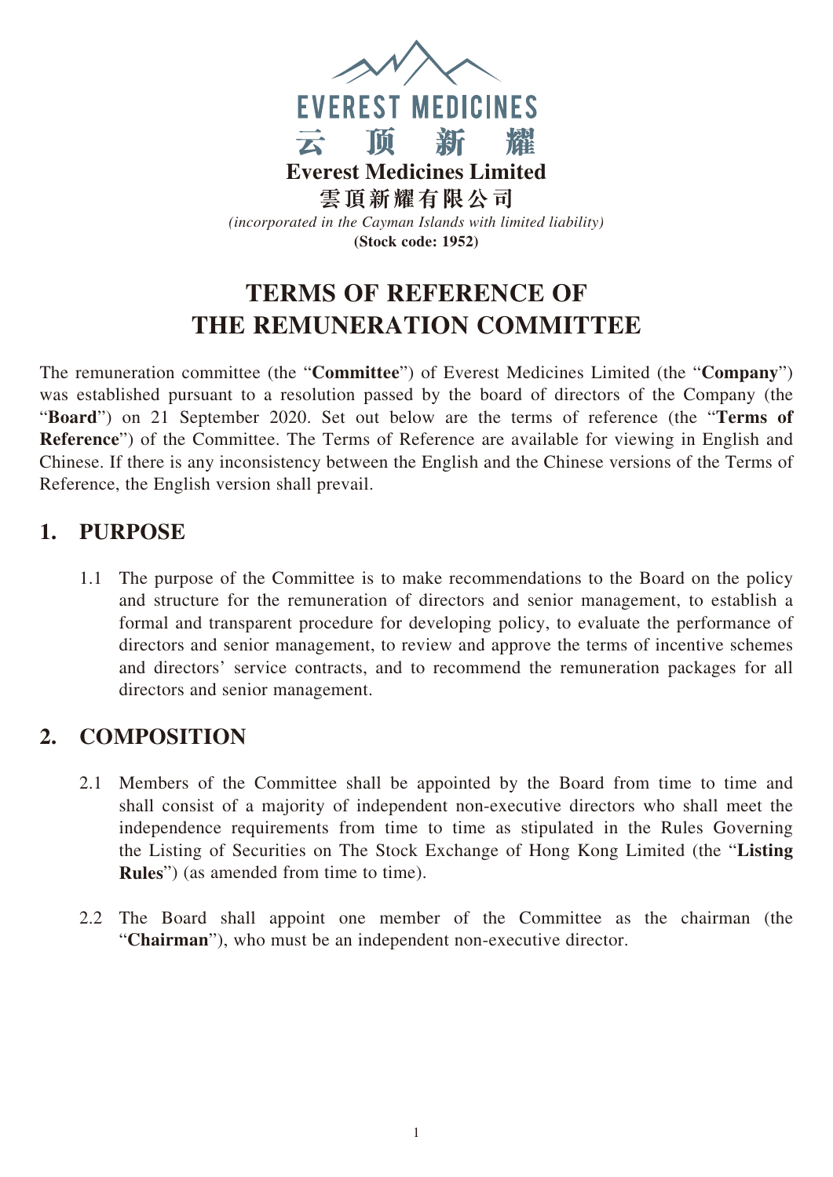EVEREST MEDICINES

云 顶 新 耀

**Everest Medicines Limited**

**雲頂新耀有限公司**

*(incorporated in the Cayman Islands with limited liability)*

**(Stock code: 1952)**

# TERMS OF REFERENCE OF THE REMUNERATION COMMITTEE

The remuneration committee (the "**Committee**") of Everest Medicines Limited (the "**Company**") was established pursuant to a resolution passed by the board of directors of the Company (the "**Board**") on 21 September 2020. Set out below are the terms of reference (the "**Terms of Reference**") of the Committee. The Terms of Reference are available for viewing in English and Chinese. If there is any inconsistency between the English and the Chinese versions of the Terms of Reference, the English version shall prevail.

## 1. PURPOSE

1.1 The purpose of the Committee is to make recommendations to the Board on the policy and structure for the remuneration of directors and senior management, to establish a formal and transparent procedure for developing policy, to evaluate the performance of directors and senior management, to review and approve the terms of incentive schemes and directors' service contracts, and to recommend the remuneration packages for all directors and senior management.

## 2. COMPOSITION

2.1 Members of the Committee shall be appointed by the Board from time to time and shall consist of a majority of independent non-executive directors who shall meet the independence requirements from time to time as stipulated in the Rules Governing the Listing of Securities on The Stock Exchange of Hong Kong Limited (the "**Listing Rules**") (as amended from time to time).

2.2 The Board shall appoint one member of the Committee as the chairman (the "**Chairman**"), who must be an independent non-executive director.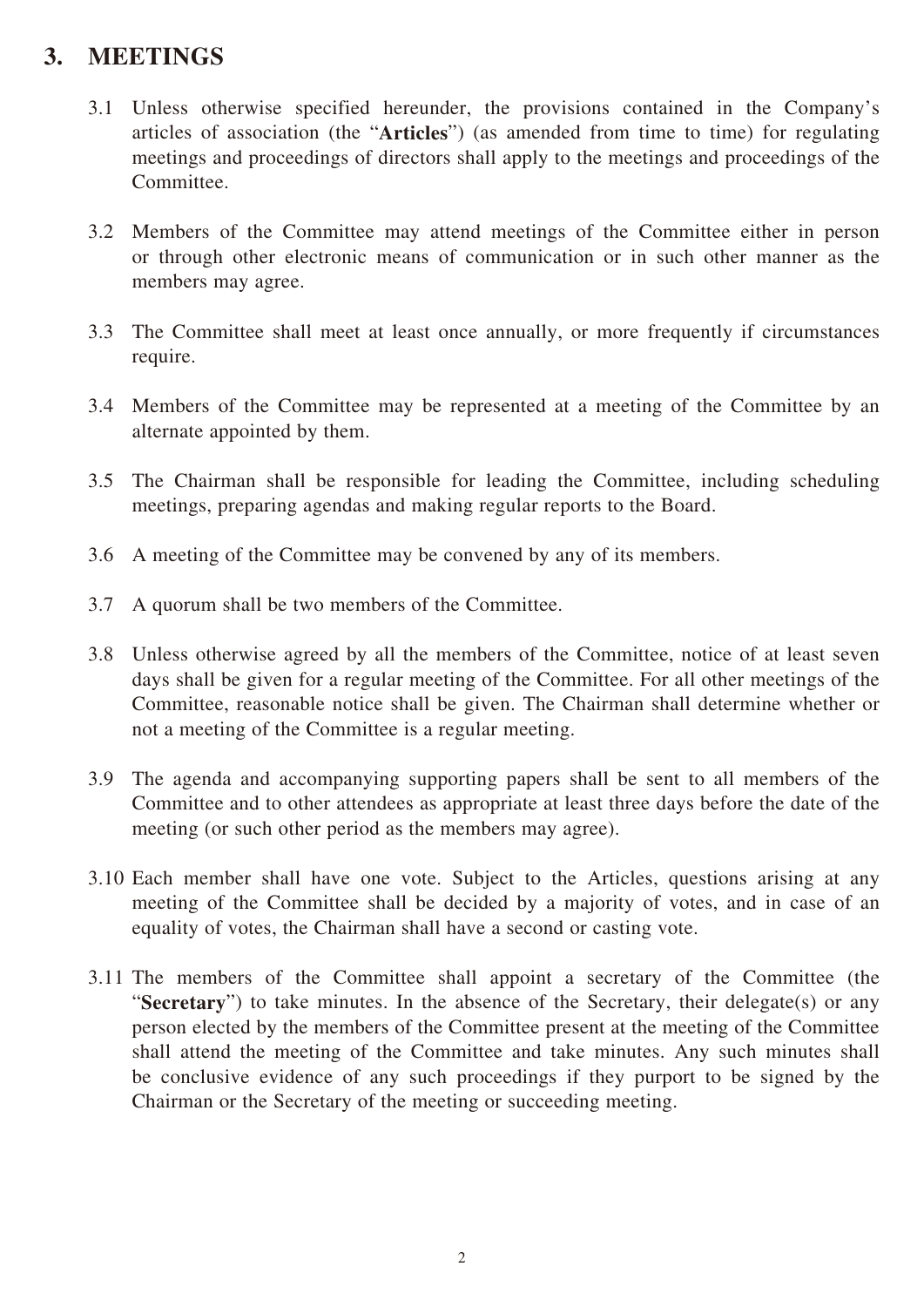## 3. MEETINGS

3.1 Unless otherwise specified hereunder, the provisions contained in the Company's articles of association (the "**Articles**") (as amended from time to time) for regulating meetings and proceedings of directors shall apply to the meetings and proceedings of the Committee.

3.2 Members of the Committee may attend meetings of the Committee either in person or through other electronic means of communication or in such other manner as the members may agree.

3.3 The Committee shall meet at least once annually, or more frequently if circumstances require.

3.4 Members of the Committee may be represented at a meeting of the Committee by an alternate appointed by them.

3.5 The Chairman shall be responsible for leading the Committee, including scheduling meetings, preparing agendas and making regular reports to the Board.

3.6 A meeting of the Committee may be convened by any of its members.

3.7 A quorum shall be two members of the Committee.

3.8 Unless otherwise agreed by all the members of the Committee, notice of at least seven days shall be given for a regular meeting of the Committee. For all other meetings of the Committee, reasonable notice shall be given. The Chairman shall determine whether or not a meeting of the Committee is a regular meeting.

3.9 The agenda and accompanying supporting papers shall be sent to all members of the Committee and to other attendees as appropriate at least three days before the date of the meeting (or such other period as the members may agree).

3.10 Each member shall have one vote. Subject to the Articles, questions arising at any meeting of the Committee shall be decided by a majority of votes, and in case of an equality of votes, the Chairman shall have a second or casting vote.

3.11 The members of the Committee shall appoint a secretary of the Committee (the "**Secretary**") to take minutes. In the absence of the Secretary, their delegate(s) or any person elected by the members of the Committee present at the meeting of the Committee shall attend the meeting of the Committee and take minutes. Any such minutes shall be conclusive evidence of any such proceedings if they purport to be signed by the Chairman or the Secretary of the meeting or succeeding meeting.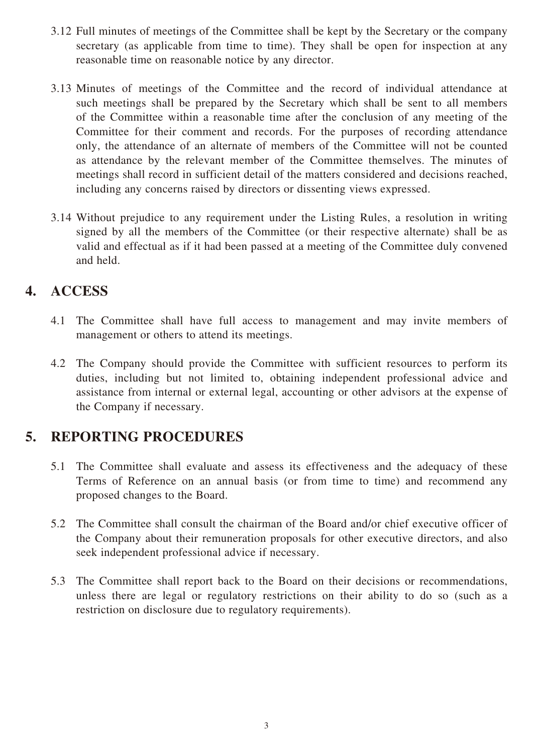3.12 Full minutes of meetings of the Committee shall be kept by the Secretary or the company secretary (as applicable from time to time). They shall be open for inspection at any reasonable time on reasonable notice by any director.

3.13 Minutes of meetings of the Committee and the record of individual attendance at such meetings shall be prepared by the Secretary which shall be sent to all members of the Committee within a reasonable time after the conclusion of any meeting of the Committee for their comment and records. For the purposes of recording attendance only, the attendance of an alternate of members of the Committee will not be counted as attendance by the relevant member of the Committee themselves. The minutes of meetings shall record in sufficient detail of the matters considered and decisions reached, including any concerns raised by directors or dissenting views expressed.

3.14 Without prejudice to any requirement under the Listing Rules, a resolution in writing signed by all the members of the Committee (or their respective alternate) shall be as valid and effectual as if it had been passed at a meeting of the Committee duly convened and held.

## 4. ACCESS

4.1 The Committee shall have full access to management and may invite members of management or others to attend its meetings.

4.2 The Company should provide the Committee with sufficient resources to perform its duties, including but not limited to, obtaining independent professional advice and assistance from internal or external legal, accounting or other advisors at the expense of the Company if necessary.

## 5. REPORTING PROCEDURES

5.1 The Committee shall evaluate and assess its effectiveness and the adequacy of these Terms of Reference on an annual basis (or from time to time) and recommend any proposed changes to the Board.

5.2 The Committee shall consult the chairman of the Board and/or chief executive officer of the Company about their remuneration proposals for other executive directors, and also seek independent professional advice if necessary.

5.3 The Committee shall report back to the Board on their decisions or recommendations, unless there are legal or regulatory restrictions on their ability to do so (such as a restriction on disclosure due to regulatory requirements).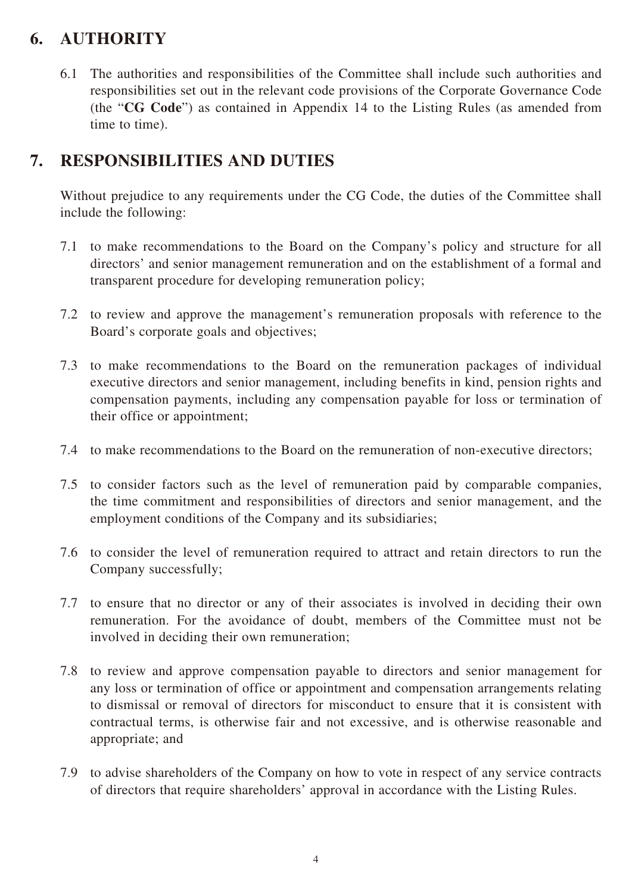## 6. AUTHORITY

6.1 The authorities and responsibilities of the Committee shall include such authorities and responsibilities set out in the relevant code provisions of the Corporate Governance Code (the "**CG Code**") as contained in Appendix 14 to the Listing Rules (as amended from time to time).

## 7. RESPONSIBILITIES AND DUTIES

Without prejudice to any requirements under the CG Code, the duties of the Committee shall include the following:

7.1 to make recommendations to the Board on the Company's policy and structure for all directors' and senior management remuneration and on the establishment of a formal and transparent procedure for developing remuneration policy;

7.2 to review and approve the management's remuneration proposals with reference to the Board's corporate goals and objectives;

7.3 to make recommendations to the Board on the remuneration packages of individual executive directors and senior management, including benefits in kind, pension rights and compensation payments, including any compensation payable for loss or termination of their office or appointment;

7.4 to make recommendations to the Board on the remuneration of non-executive directors;

7.5 to consider factors such as the level of remuneration paid by comparable companies, the time commitment and responsibilities of directors and senior management, and the employment conditions of the Company and its subsidiaries;

7.6 to consider the level of remuneration required to attract and retain directors to run the Company successfully;

7.7 to ensure that no director or any of their associates is involved in deciding their own remuneration. For the avoidance of doubt, members of the Committee must not be involved in deciding their own remuneration;

7.8 to review and approve compensation payable to directors and senior management for any loss or termination of office or appointment and compensation arrangements relating to dismissal or removal of directors for misconduct to ensure that it is consistent with contractual terms, is otherwise fair and not excessive, and is otherwise reasonable and appropriate; and

7.9 to advise shareholders of the Company on how to vote in respect of any service contracts of directors that require shareholders' approval in accordance with the Listing Rules.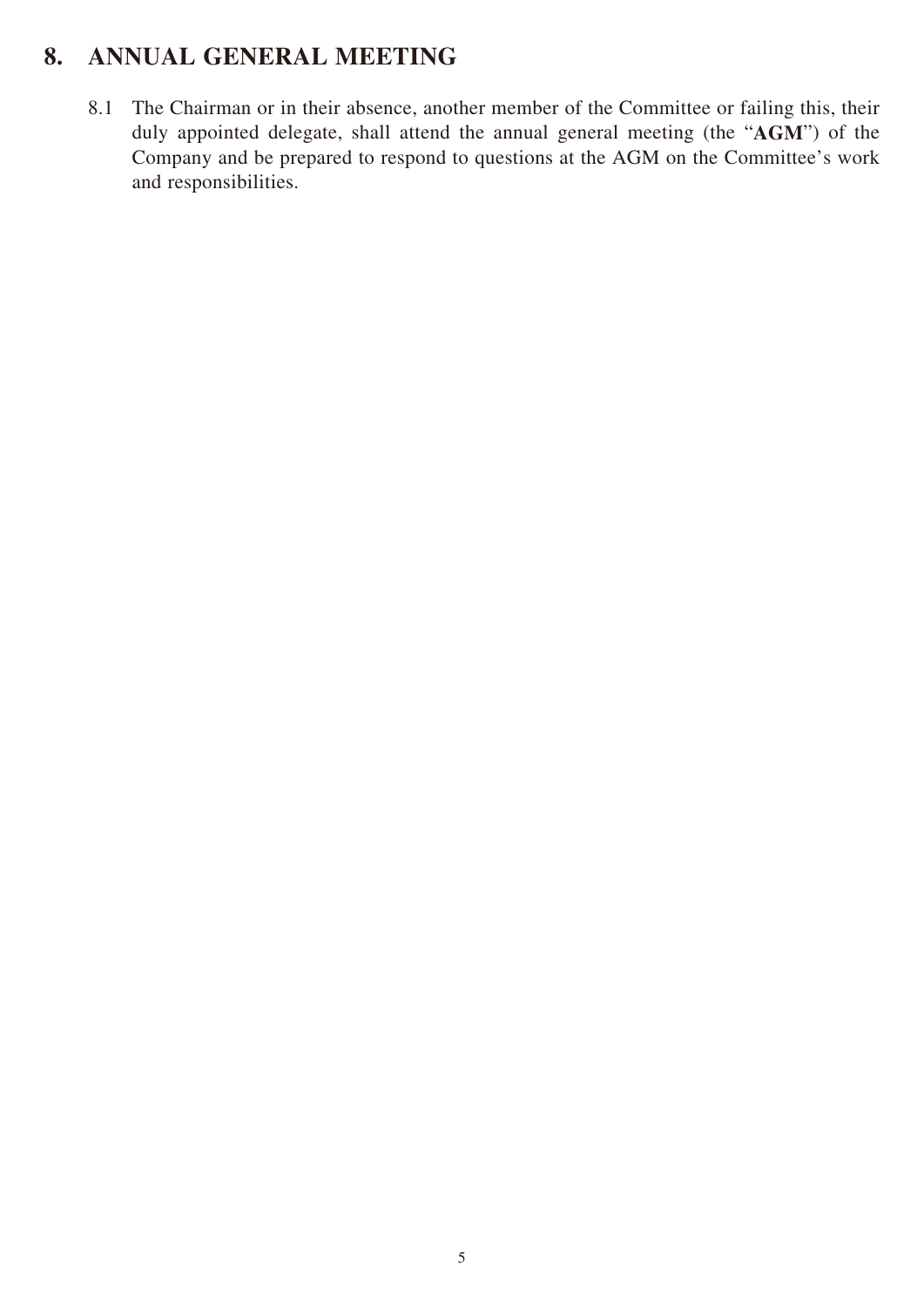## 8. ANNUAL GENERAL MEETING

8.1 The Chairman or in their absence, another member of the Committee or failing this, their duly appointed delegate, shall attend the annual general meeting (the "**AGM**") of the Company and be prepared to respond to questions at the AGM on the Committee's work and responsibilities.